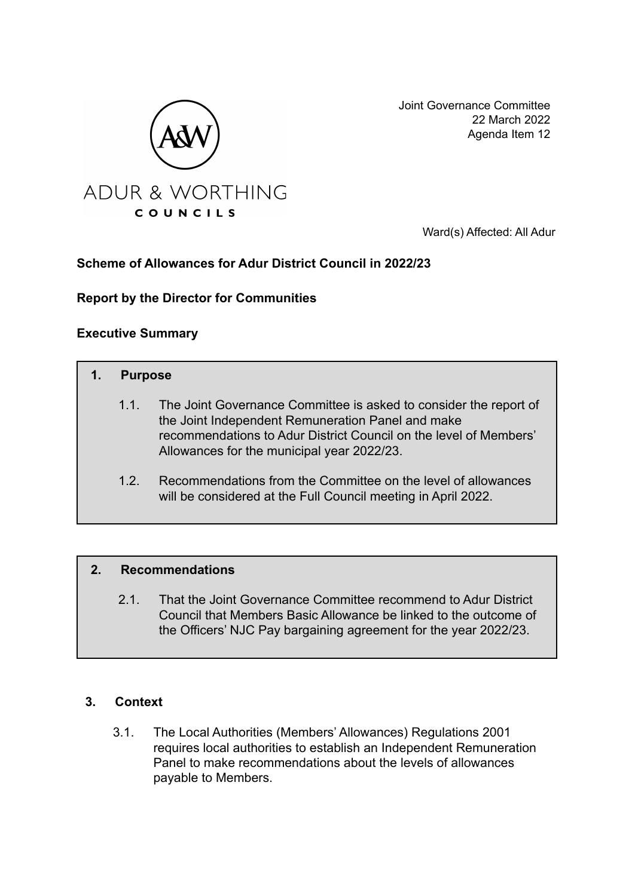Joint Governance Committee
22 March 2022
Agenda Item 12

ADUR & WORTHING
COUNCILS

Ward(s) Affected: All Adur

**Scheme of Allowances for Adur District Council in 2022/23**

**Report by the Director for Communities**

**Executive Summary**

**1. Purpose**

1.1. The Joint Governance Committee is asked to consider the report of the Joint Independent Remuneration Panel and make recommendations to Adur District Council on the level of Members' Allowances for the municipal year 2022/23.

1.2. Recommendations from the Committee on the level of allowances will be considered at the Full Council meeting in April 2022.

**2. Recommendations**

2.1. That the Joint Governance Committee recommend to Adur District Council that Members Basic Allowance be linked to the outcome of the Officers' NJC Pay bargaining agreement for the year 2022/23.

**3. Context**

3.1. The Local Authorities (Members' Allowances) Regulations 2001 requires local authorities to establish an Independent Remuneration Panel to make recommendations about the levels of allowances payable to Members.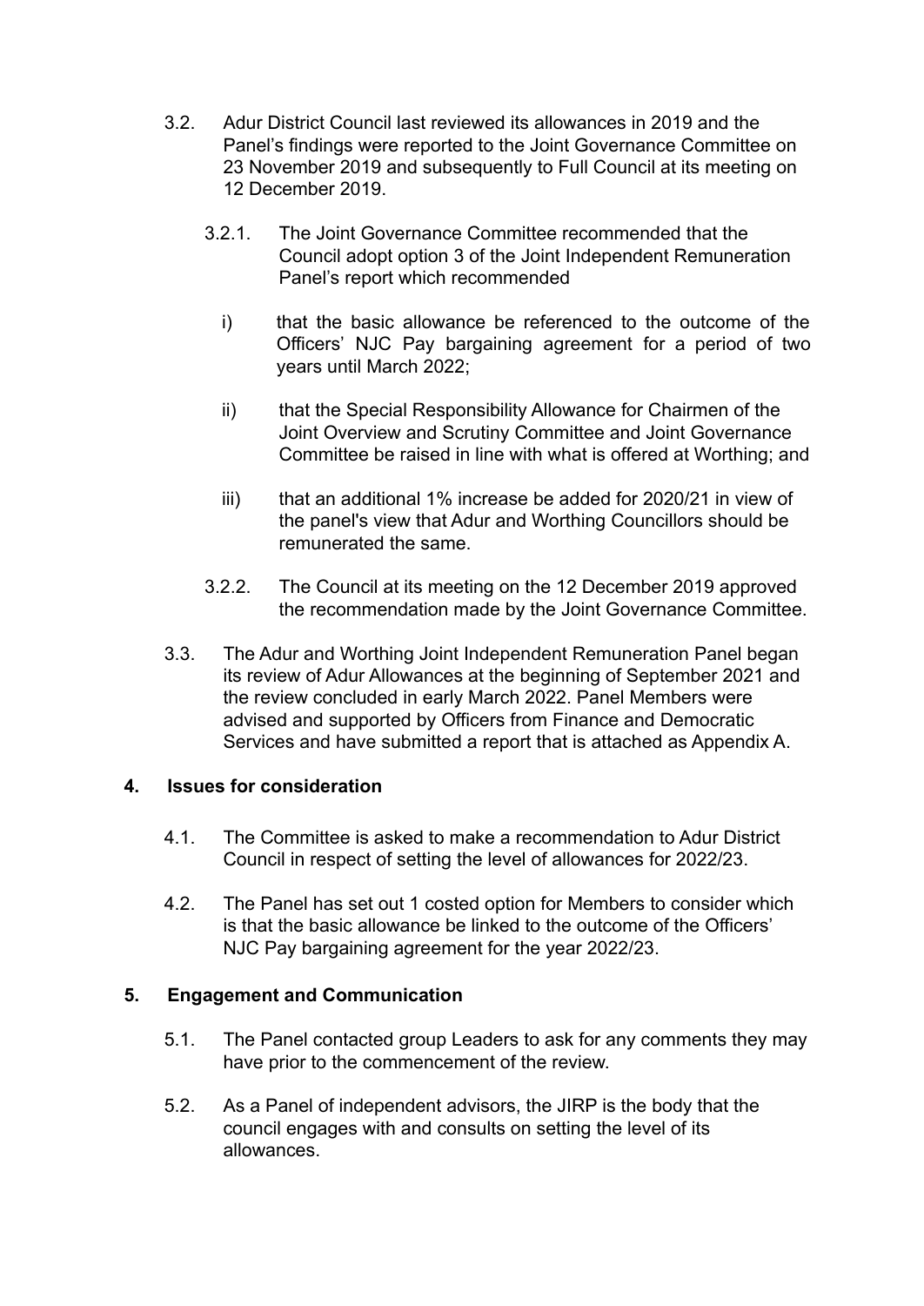3.2. Adur District Council last reviewed its allowances in 2019 and the Panel's findings were reported to the Joint Governance Committee on 23 November 2019 and subsequently to Full Council at its meeting on 12 December 2019.

3.2.1. The Joint Governance Committee recommended that the Council adopt option 3 of the Joint Independent Remuneration Panel's report which recommended

i) that the basic allowance be referenced to the outcome of the Officers' NJC Pay bargaining agreement for a period of two years until March 2022;

ii) that the Special Responsibility Allowance for Chairmen of the Joint Overview and Scrutiny Committee and Joint Governance Committee be raised in line with what is offered at Worthing; and

iii) that an additional 1% increase be added for 2020/21 in view of the panel's view that Adur and Worthing Councillors should be remunerated the same.

3.2.2. The Council at its meeting on the 12 December 2019 approved the recommendation made by the Joint Governance Committee.

3.3. The Adur and Worthing Joint Independent Remuneration Panel began its review of Adur Allowances at the beginning of September 2021 and the review concluded in early March 2022. Panel Members were advised and supported by Officers from Finance and Democratic Services and have submitted a report that is attached as Appendix A.

## 4. Issues for consideration

4.1. The Committee is asked to make a recommendation to Adur District Council in respect of setting the level of allowances for 2022/23.

4.2. The Panel has set out 1 costed option for Members to consider which is that the basic allowance be linked to the outcome of the Officers' NJC Pay bargaining agreement for the year 2022/23.

## 5. Engagement and Communication

5.1. The Panel contacted group Leaders to ask for any comments they may have prior to the commencement of the review.

5.2. As a Panel of independent advisors, the JIRP is the body that the council engages with and consults on setting the level of its allowances.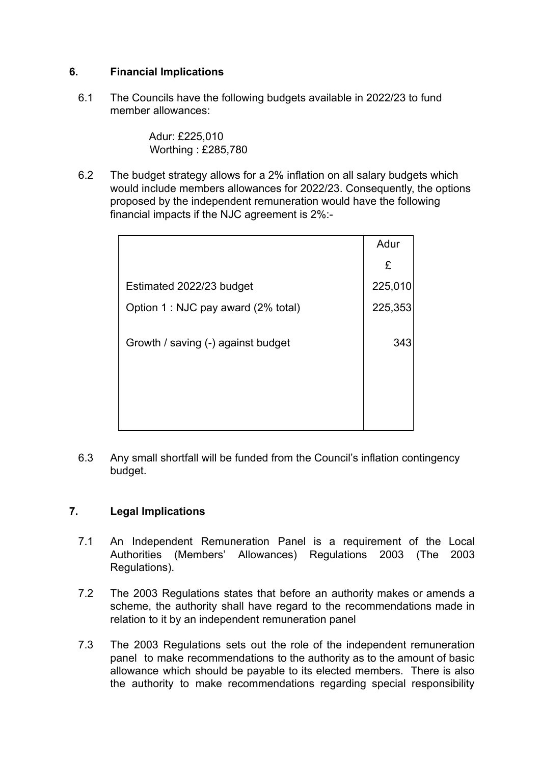## 6. Financial Implications

6.1 The Councils have the following budgets available in 2022/23 to fund member allowances:

Adur: £225,010
Worthing : £285,780

6.2 The budget strategy allows for a 2% inflation on all salary budgets which would include members allowances for 2022/23. Consequently, the options proposed by the independent remuneration would have the following financial impacts if the NJC agreement is 2%:-

| | Adur |
|---|---|
| | £ |
| Estimated 2022/23 budget | 225,010 |
| Option 1 : NJC pay award (2% total) | 225,353 |
| Growth / saving (-) against budget | 343 |

6.3 Any small shortfall will be funded from the Council's inflation contingency budget.

## 7. Legal Implications

7.1 An Independent Remuneration Panel is a requirement of the Local Authorities (Members' Allowances) Regulations 2003 (The 2003 Regulations).

7.2 The 2003 Regulations states that before an authority makes or amends a scheme, the authority shall have regard to the recommendations made in relation to it by an independent remuneration panel

7.3 The 2003 Regulations sets out the role of the independent remuneration panel to make recommendations to the authority as to the amount of basic allowance which should be payable to its elected members. There is also the authority to make recommendations regarding special responsibility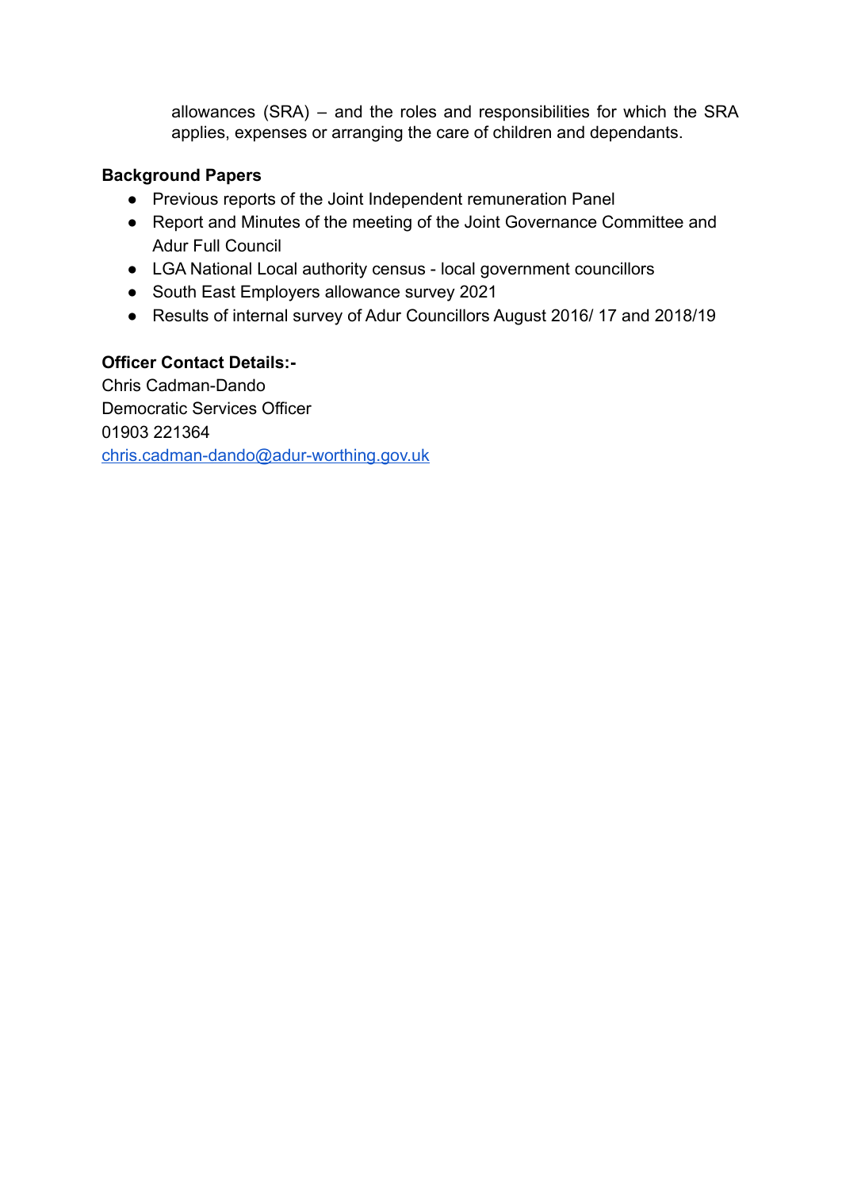allowances (SRA) – and the roles and responsibilities for which the SRA applies, expenses or arranging the care of children and dependants.

**Background Papers**

- Previous reports of the Joint Independent remuneration Panel
- Report and Minutes of the meeting of the Joint Governance Committee and Adur Full Council
- LGA National Local authority census - local government councillors
- South East Employers allowance survey 2021
- Results of internal survey of Adur Councillors August 2016/ 17 and 2018/19

**Officer Contact Details:-**

Chris Cadman-Dando
Democratic Services Officer
01903 221364
chris.cadman-dando@adur-worthing.gov.uk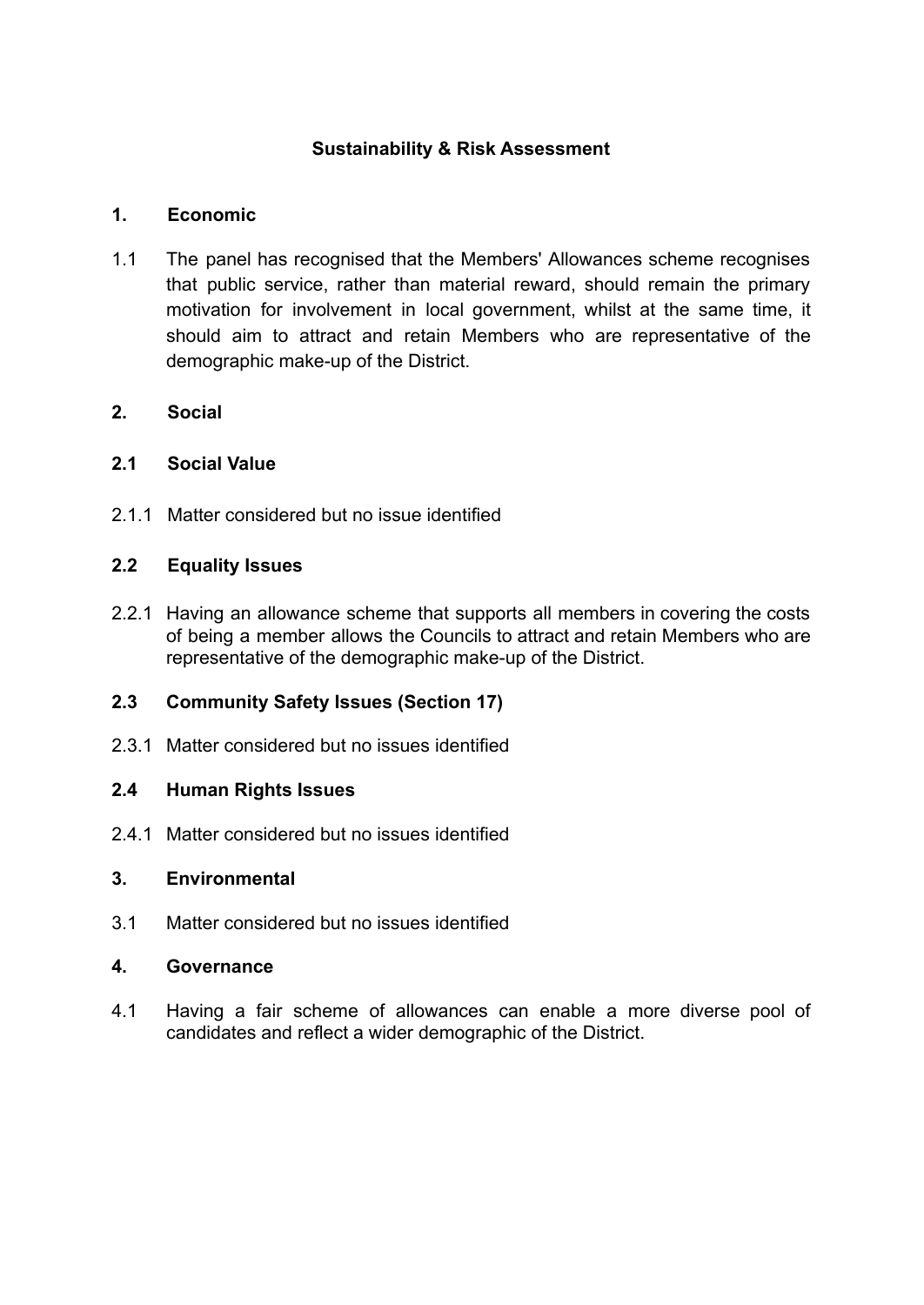# Sustainability & Risk Assessment

## 1. Economic

1.1 The panel has recognised that the Members' Allowances scheme recognises that public service, rather than material reward, should remain the primary motivation for involvement in local government, whilst at the same time, it should aim to attract and retain Members who are representative of the demographic make-up of the District.

## 2. Social

### 2.1 Social Value

2.1.1 Matter considered but no issue identified

### 2.2 Equality Issues

2.2.1 Having an allowance scheme that supports all members in covering the costs of being a member allows the Councils to attract and retain Members who are representative of the demographic make-up of the District.

### 2.3 Community Safety Issues (Section 17)

2.3.1 Matter considered but no issues identified

### 2.4 Human Rights Issues

2.4.1 Matter considered but no issues identified

## 3. Environmental

3.1 Matter considered but no issues identified

## 4. Governance

4.1 Having a fair scheme of allowances can enable a more diverse pool of candidates and reflect a wider demographic of the District.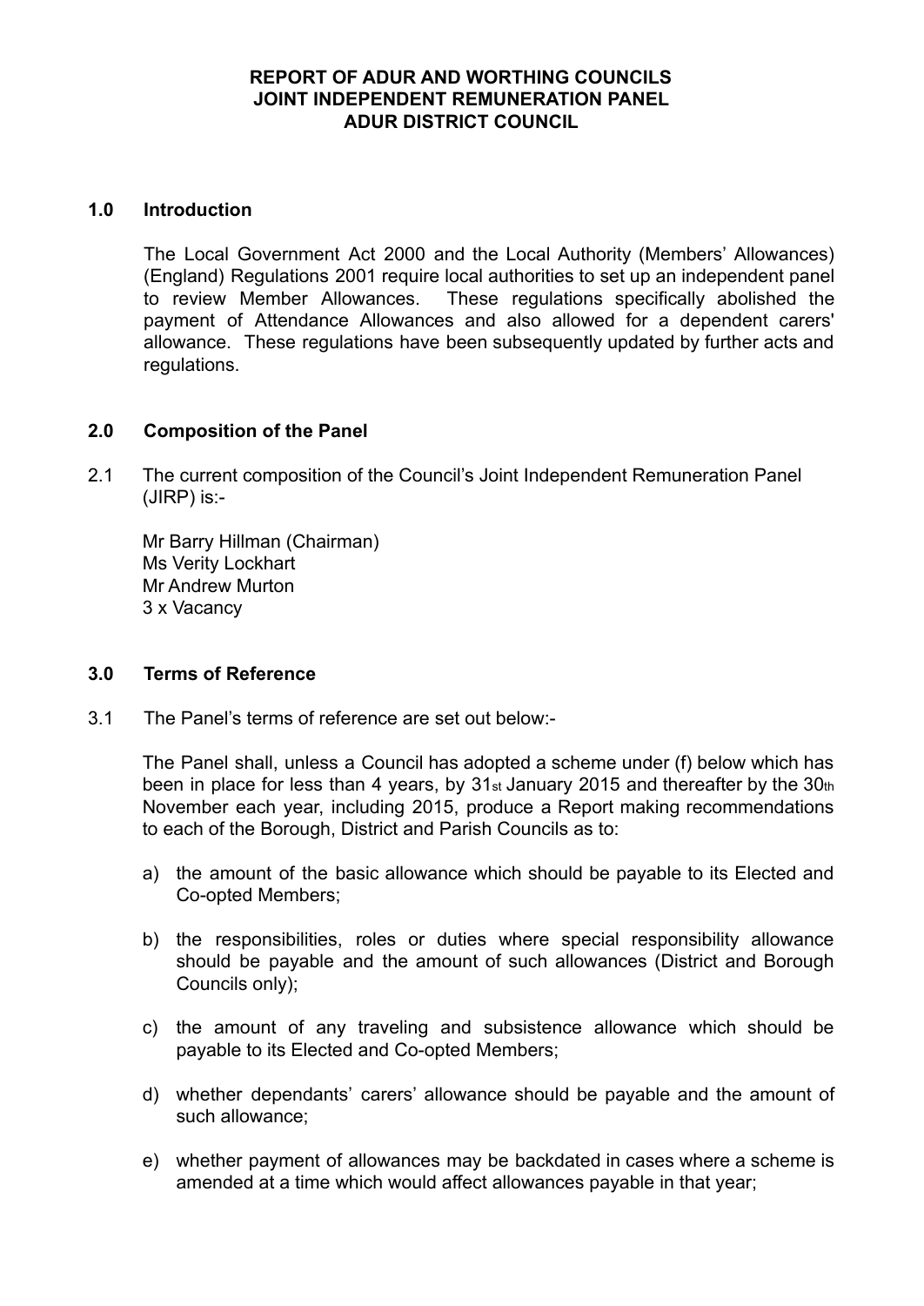**REPORT OF ADUR AND WORTHING COUNCILS JOINT INDEPENDENT REMUNERATION PANEL ADUR DISTRICT COUNCIL**

## 1.0 Introduction

The Local Government Act 2000 and the Local Authority (Members' Allowances) (England) Regulations 2001 require local authorities to set up an independent panel to review Member Allowances. These regulations specifically abolished the payment of Attendance Allowances and also allowed for a dependent carers' allowance. These regulations have been subsequently updated by further acts and regulations.

## 2.0 Composition of the Panel

2.1 The current composition of the Council's Joint Independent Remuneration Panel (JIRP) is:-

Mr Barry Hillman (Chairman)
Ms Verity Lockhart
Mr Andrew Murton
3 x Vacancy

## 3.0 Terms of Reference

3.1 The Panel's terms of reference are set out below:-

The Panel shall, unless a Council has adopted a scheme under (f) below which has been in place for less than 4 years, by 31st January 2015 and thereafter by the 30th November each year, including 2015, produce a Report making recommendations to each of the Borough, District and Parish Councils as to:

a) the amount of the basic allowance which should be payable to its Elected and Co-opted Members;

b) the responsibilities, roles or duties where special responsibility allowance should be payable and the amount of such allowances (District and Borough Councils only);

c) the amount of any traveling and subsistence allowance which should be payable to its Elected and Co-opted Members;

d) whether dependants' carers' allowance should be payable and the amount of such allowance;

e) whether payment of allowances may be backdated in cases where a scheme is amended at a time which would affect allowances payable in that year;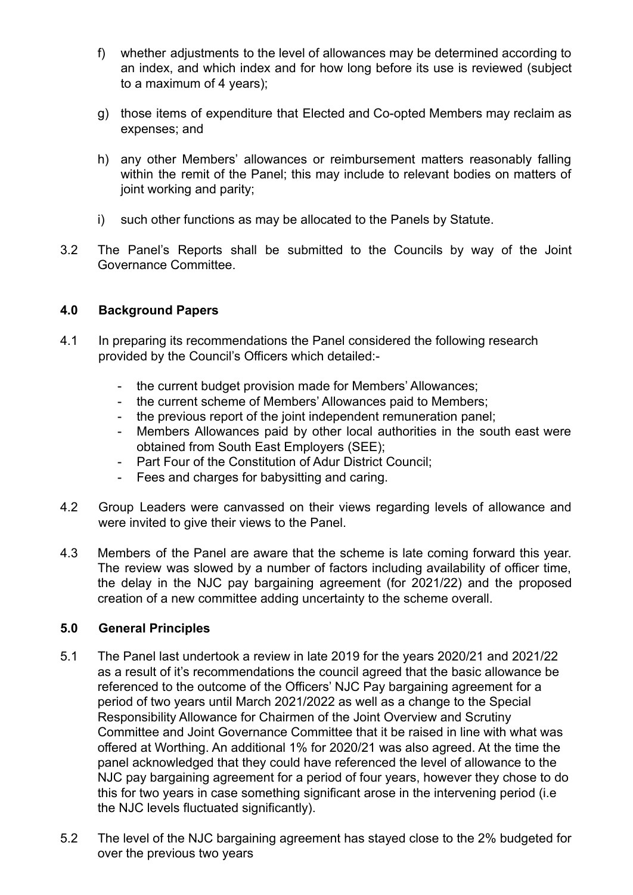f) whether adjustments to the level of allowances may be determined according to an index, and which index and for how long before its use is reviewed (subject to a maximum of 4 years);

g) those items of expenditure that Elected and Co-opted Members may reclaim as expenses; and

h) any other Members' allowances or reimbursement matters reasonably falling within the remit of the Panel; this may include to relevant bodies on matters of joint working and parity;

i) such other functions as may be allocated to the Panels by Statute.

3.2 The Panel's Reports shall be submitted to the Councils by way of the Joint Governance Committee.

## 4.0 Background Papers

4.1 In preparing its recommendations the Panel considered the following research provided by the Council's Officers which detailed:-

- the current budget provision made for Members' Allowances;
- the current scheme of Members' Allowances paid to Members;
- the previous report of the joint independent remuneration panel;
- Members Allowances paid by other local authorities in the south east were obtained from South East Employers (SEE);
- Part Four of the Constitution of Adur District Council;
- Fees and charges for babysitting and caring.

4.2 Group Leaders were canvassed on their views regarding levels of allowance and were invited to give their views to the Panel.

4.3 Members of the Panel are aware that the scheme is late coming forward this year. The review was slowed by a number of factors including availability of officer time, the delay in the NJC pay bargaining agreement (for 2021/22) and the proposed creation of a new committee adding uncertainty to the scheme overall.

## 5.0 General Principles

5.1 The Panel last undertook a review in late 2019 for the years 2020/21 and 2021/22 as a result of it's recommendations the council agreed that the basic allowance be referenced to the outcome of the Officers' NJC Pay bargaining agreement for a period of two years until March 2021/2022 as well as a change to the Special Responsibility Allowance for Chairmen of the Joint Overview and Scrutiny Committee and Joint Governance Committee that it be raised in line with what was offered at Worthing. An additional 1% for 2020/21 was also agreed. At the time the panel acknowledged that they could have referenced the level of allowance to the NJC pay bargaining agreement for a period of four years, however they chose to do this for two years in case something significant arose in the intervening period (i.e the NJC levels fluctuated significantly).

5.2 The level of the NJC bargaining agreement has stayed close to the 2% budgeted for over the previous two years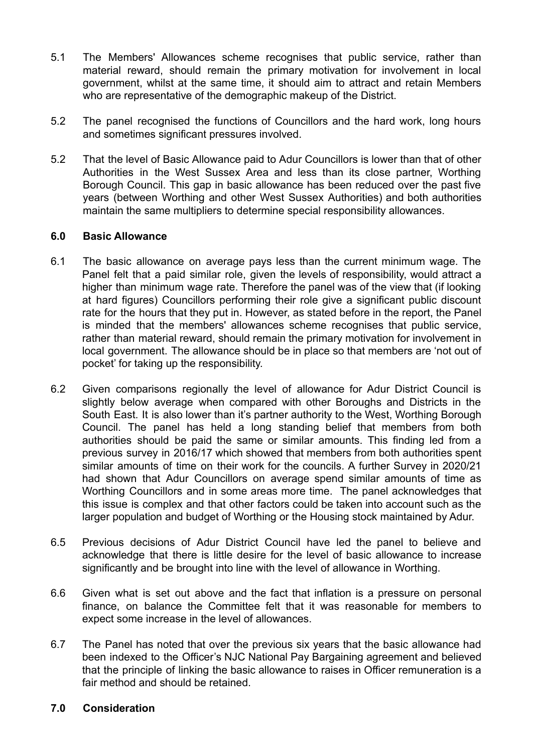5.1 The Members' Allowances scheme recognises that public service, rather than material reward, should remain the primary motivation for involvement in local government, whilst at the same time, it should aim to attract and retain Members who are representative of the demographic makeup of the District.

5.2 The panel recognised the functions of Councillors and the hard work, long hours and sometimes significant pressures involved.

5.2 That the level of Basic Allowance paid to Adur Councillors is lower than that of other Authorities in the West Sussex Area and less than its close partner, Worthing Borough Council. This gap in basic allowance has been reduced over the past five years (between Worthing and other West Sussex Authorities) and both authorities maintain the same multipliers to determine special responsibility allowances.

## 6.0 Basic Allowance

6.1 The basic allowance on average pays less than the current minimum wage. The Panel felt that a paid similar role, given the levels of responsibility, would attract a higher than minimum wage rate. Therefore the panel was of the view that (if looking at hard figures) Councillors performing their role give a significant public discount rate for the hours that they put in. However, as stated before in the report, the Panel is minded that the members' allowances scheme recognises that public service, rather than material reward, should remain the primary motivation for involvement in local government. The allowance should be in place so that members are 'not out of pocket' for taking up the responsibility.

6.2 Given comparisons regionally the level of allowance for Adur District Council is slightly below average when compared with other Boroughs and Districts in the South East. It is also lower than it's partner authority to the West, Worthing Borough Council. The panel has held a long standing belief that members from both authorities should be paid the same or similar amounts. This finding led from a previous survey in 2016/17 which showed that members from both authorities spent similar amounts of time on their work for the councils. A further Survey in 2020/21 had shown that Adur Councillors on average spend similar amounts of time as Worthing Councillors and in some areas more time. The panel acknowledges that this issue is complex and that other factors could be taken into account such as the larger population and budget of Worthing or the Housing stock maintained by Adur.

6.5 Previous decisions of Adur District Council have led the panel to believe and acknowledge that there is little desire for the level of basic allowance to increase significantly and be brought into line with the level of allowance in Worthing.

6.6 Given what is set out above and the fact that inflation is a pressure on personal finance, on balance the Committee felt that it was reasonable for members to expect some increase in the level of allowances.

6.7 The Panel has noted that over the previous six years that the basic allowance had been indexed to the Officer's NJC National Pay Bargaining agreement and believed that the principle of linking the basic allowance to raises in Officer remuneration is a fair method and should be retained.

## 7.0 Consideration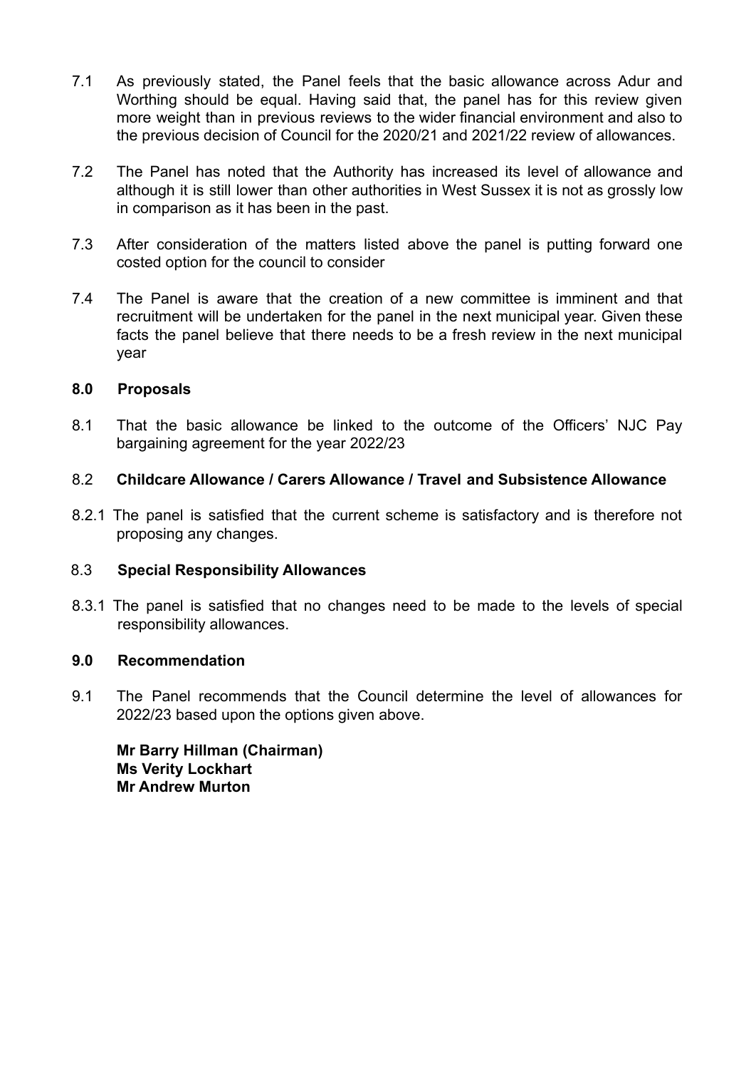7.1 As previously stated, the Panel feels that the basic allowance across Adur and Worthing should be equal. Having said that, the panel has for this review given more weight than in previous reviews to the wider financial environment and also to the previous decision of Council for the 2020/21 and 2021/22 review of allowances.

7.2 The Panel has noted that the Authority has increased its level of allowance and although it is still lower than other authorities in West Sussex it is not as grossly low in comparison as it has been in the past.

7.3 After consideration of the matters listed above the panel is putting forward one costed option for the council to consider

7.4 The Panel is aware that the creation of a new committee is imminent and that recruitment will be undertaken for the panel in the next municipal year. Given these facts the panel believe that there needs to be a fresh review in the next municipal year

## 8.0 Proposals

8.1 That the basic allowance be linked to the outcome of the Officers' NJC Pay bargaining agreement for the year 2022/23

### 8.2 Childcare Allowance / Carers Allowance / Travel and Subsistence Allowance

8.2.1 The panel is satisfied that the current scheme is satisfactory and is therefore not proposing any changes.

### 8.3 Special Responsibility Allowances

8.3.1 The panel is satisfied that no changes need to be made to the levels of special responsibility allowances.

## 9.0 Recommendation

9.1 The Panel recommends that the Council determine the level of allowances for 2022/23 based upon the options given above.

**Mr Barry Hillman (Chairman)**
**Ms Verity Lockhart**
**Mr Andrew Murton**